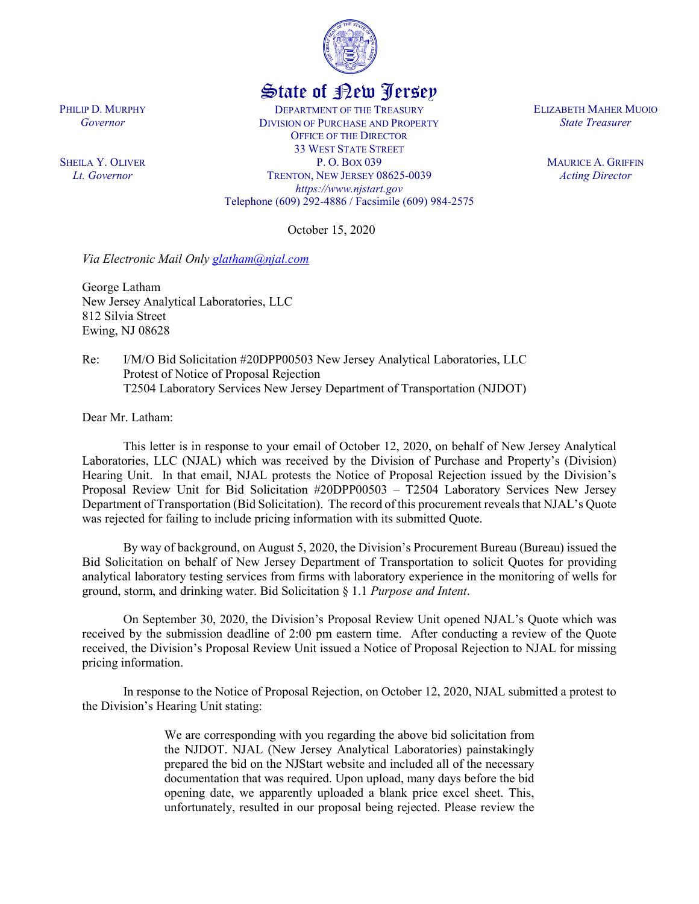State of New Jersey

PHILIP D. MURPHY
*Governor*

SHEILA Y. OLIVER
*Lt. Governor*

DEPARTMENT OF THE TREASURY
DIVISION OF PURCHASE AND PROPERTY
OFFICE OF THE DIRECTOR
33 WEST STATE STREET
P. O. BOX 039
TRENTON, NEW JERSEY 08625-0039
*https://www.njstart.gov*
Telephone (609) 292-4886 / Facsimile (609) 984-2575

ELIZABETH MAHER MUOIO
*State Treasurer*

MAURICE A. GRIFFIN
*Acting Director*

October 15, 2020

*Via Electronic Mail Only glatham@njal.com*

George Latham
New Jersey Analytical Laboratories, LLC
812 Silvia Street
Ewing, NJ 08628

Re: I/M/O Bid Solicitation #20DPP00503 New Jersey Analytical Laboratories, LLC
Protest of Notice of Proposal Rejection
T2504 Laboratory Services New Jersey Department of Transportation (NJDOT)

Dear Mr. Latham:

This letter is in response to your email of October 12, 2020, on behalf of New Jersey Analytical Laboratories, LLC (NJAL) which was received by the Division of Purchase and Property's (Division) Hearing Unit. In that email, NJAL protests the Notice of Proposal Rejection issued by the Division's Proposal Review Unit for Bid Solicitation #20DPP00503 – T2504 Laboratory Services New Jersey Department of Transportation (Bid Solicitation). The record of this procurement reveals that NJAL's Quote was rejected for failing to include pricing information with its submitted Quote.

By way of background, on August 5, 2020, the Division's Procurement Bureau (Bureau) issued the Bid Solicitation on behalf of New Jersey Department of Transportation to solicit Quotes for providing analytical laboratory testing services from firms with laboratory experience in the monitoring of wells for ground, storm, and drinking water. Bid Solicitation § 1.1 *Purpose and Intent*.

On September 30, 2020, the Division's Proposal Review Unit opened NJAL's Quote which was received by the submission deadline of 2:00 pm eastern time. After conducting a review of the Quote received, the Division's Proposal Review Unit issued a Notice of Proposal Rejection to NJAL for missing pricing information.

In response to the Notice of Proposal Rejection, on October 12, 2020, NJAL submitted a protest to the Division's Hearing Unit stating:

> We are corresponding with you regarding the above bid solicitation from the NJDOT. NJAL (New Jersey Analytical Laboratories) painstakingly prepared the bid on the NJStart website and included all of the necessary documentation that was required. Upon upload, many days before the bid opening date, we apparently uploaded a blank price excel sheet. This, unfortunately, resulted in our proposal being rejected. Please review the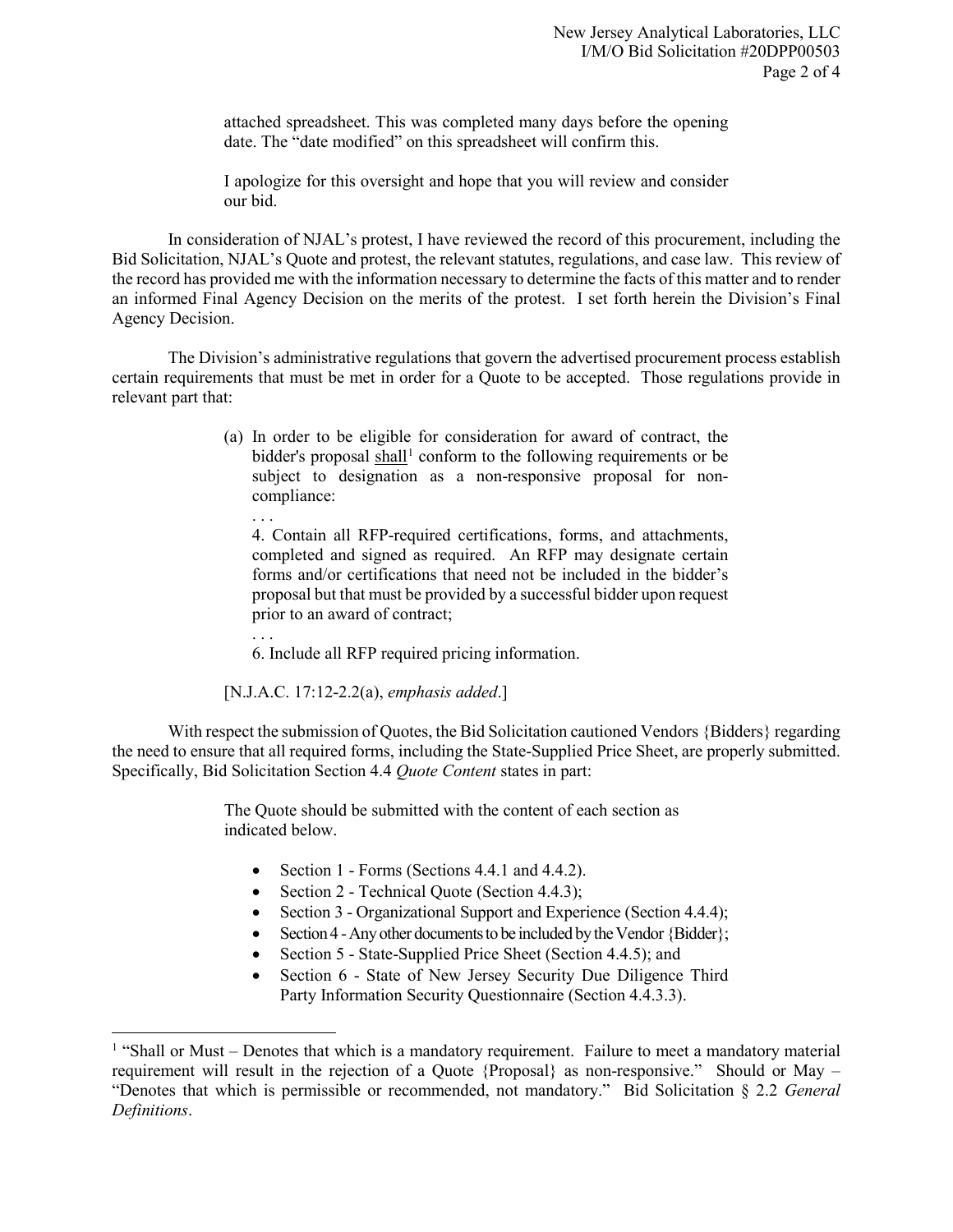> attached spreadsheet. This was completed many days before the opening date. The "date modified" on this spreadsheet will confirm this.
>
> I apologize for this oversight and hope that you will review and consider our bid.

In consideration of NJAL's protest, I have reviewed the record of this procurement, including the Bid Solicitation, NJAL's Quote and protest, the relevant statutes, regulations, and case law. This review of the record has provided me with the information necessary to determine the facts of this matter and to render an informed Final Agency Decision on the merits of the protest. I set forth herein the Division's Final Agency Decision.

The Division's administrative regulations that govern the advertised procurement process establish certain requirements that must be met in order for a Quote to be accepted. Those regulations provide in relevant part that:

> (a) In order to be eligible for consideration for award of contract, the bidder's proposal shall[1] conform to the following requirements or be subject to designation as a non-responsive proposal for non-compliance:
>
> . . .
>
> 4. Contain all RFP-required certifications, forms, and attachments, completed and signed as required. An RFP may designate certain forms and/or certifications that need not be included in the bidder's proposal but that must be provided by a successful bidder upon request prior to an award of contract;
>
> . . .
>
> 6. Include all RFP required pricing information.
>
> [N.J.A.C. 17:12-2.2(a), *emphasis added*.]

With respect the submission of Quotes, the Bid Solicitation cautioned Vendors {Bidders} regarding the need to ensure that all required forms, including the State-Supplied Price Sheet, are properly submitted. Specifically, Bid Solicitation Section 4.4 *Quote Content* states in part:

> The Quote should be submitted with the content of each section as indicated below.
>
> - Section 1 - Forms (Sections 4.4.1 and 4.4.2).
> - Section 2 - Technical Quote (Section 4.4.3);
> - Section 3 - Organizational Support and Experience (Section 4.4.4);
> - Section 4 - Any other documents to be included by the Vendor {Bidder};
> - Section 5 - State-Supplied Price Sheet (Section 4.4.5); and
> - Section 6 - State of New Jersey Security Due Diligence Third Party Information Security Questionnaire (Section 4.4.3.3).

---

[1] "Shall or Must – Denotes that which is a mandatory requirement. Failure to meet a mandatory material requirement will result in the rejection of a Quote {Proposal} as non-responsive." Should or May – "Denotes that which is permissible or recommended, not mandatory." Bid Solicitation § 2.2 *General Definitions*.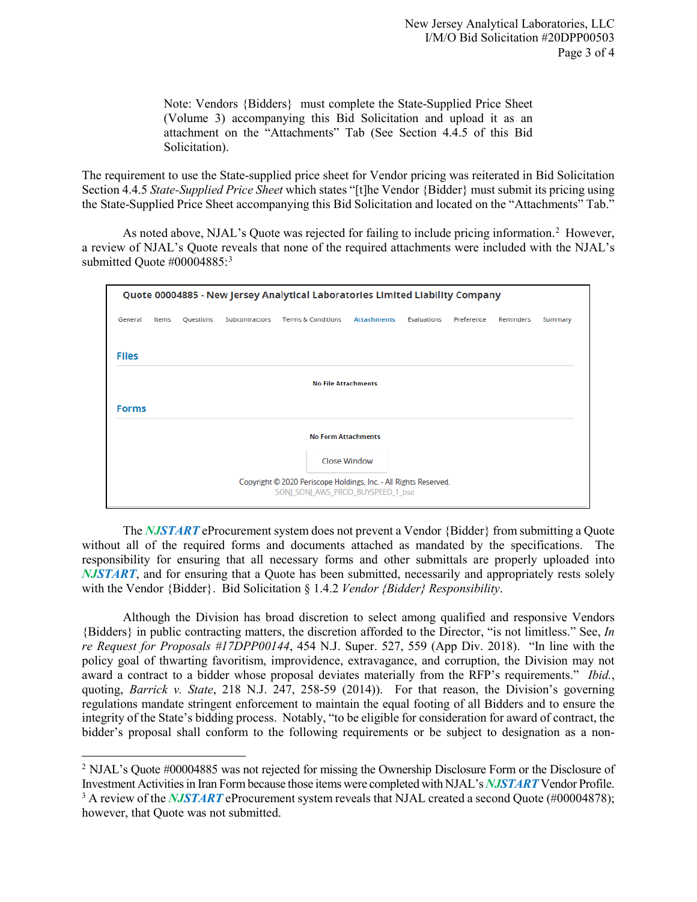> Note: Vendors {Bidders} must complete the State-Supplied Price Sheet (Volume 3) accompanying this Bid Solicitation and upload it as an attachment on the "Attachments" Tab (See Section 4.4.5 of this Bid Solicitation).

The requirement to use the State-supplied price sheet for Vendor pricing was reiterated in Bid Solicitation Section 4.4.5 *State-Supplied Price Sheet* which states "[t]he Vendor {Bidder} must submit its pricing using the State-Supplied Price Sheet accompanying this Bid Solicitation and located on the "Attachments" Tab."

As noted above, NJAL's Quote was rejected for failing to include pricing information.[2] However, a review of NJAL's Quote reveals that none of the required attachments were included with the NJAL's submitted Quote #00004885:[3]

**Quote 00004885 - New Jersey Analytical Laboratories Limited Liability Company**

General | Items | Questions | Subcontractors | Terms & Conditions | Attachments | Evaluations | Preference | Reminders | Summary

**Files**

No File Attachments

**Forms**

No Form Attachments

Close Window

Copyright © 2020 Periscope Holdings, Inc. - All Rights Reserved.
SONJ_SONJ_AWS_PROD_BUYSPEED_1_bso

The ***NJSTART*** eProcurement system does not prevent a Vendor {Bidder} from submitting a Quote without all of the required forms and documents attached as mandated by the specifications. The responsibility for ensuring that all necessary forms and other submittals are properly uploaded into ***NJSTART***, and for ensuring that a Quote has been submitted, necessarily and appropriately rests solely with the Vendor {Bidder}. Bid Solicitation § 1.4.2 *Vendor {Bidder} Responsibility*.

Although the Division has broad discretion to select among qualified and responsive Vendors {Bidders} in public contracting matters, the discretion afforded to the Director, "is not limitless." See, *In re Request for Proposals #17DPP00144*, 454 N.J. Super. 527, 559 (App Div. 2018). "In line with the policy goal of thwarting favoritism, improvidence, extravagance, and corruption, the Division may not award a contract to a bidder whose proposal deviates materially from the RFP's requirements." *Ibid.*, quoting, *Barrick v. State*, 218 N.J. 247, 258-59 (2014)). For that reason, the Division's governing regulations mandate stringent enforcement to maintain the equal footing of all Bidders and to ensure the integrity of the State's bidding process. Notably, "to be eligible for consideration for award of contract, the bidder's proposal shall conform to the following requirements or be subject to designation as a non-

---

[2] NJAL's Quote #00004885 was not rejected for missing the Ownership Disclosure Form or the Disclosure of Investment Activities in Iran Form because those items were completed with NJAL's ***NJSTART*** Vendor Profile.

[3] A review of the ***NJSTART*** eProcurement system reveals that NJAL created a second Quote (#00004878); however, that Quote was not submitted.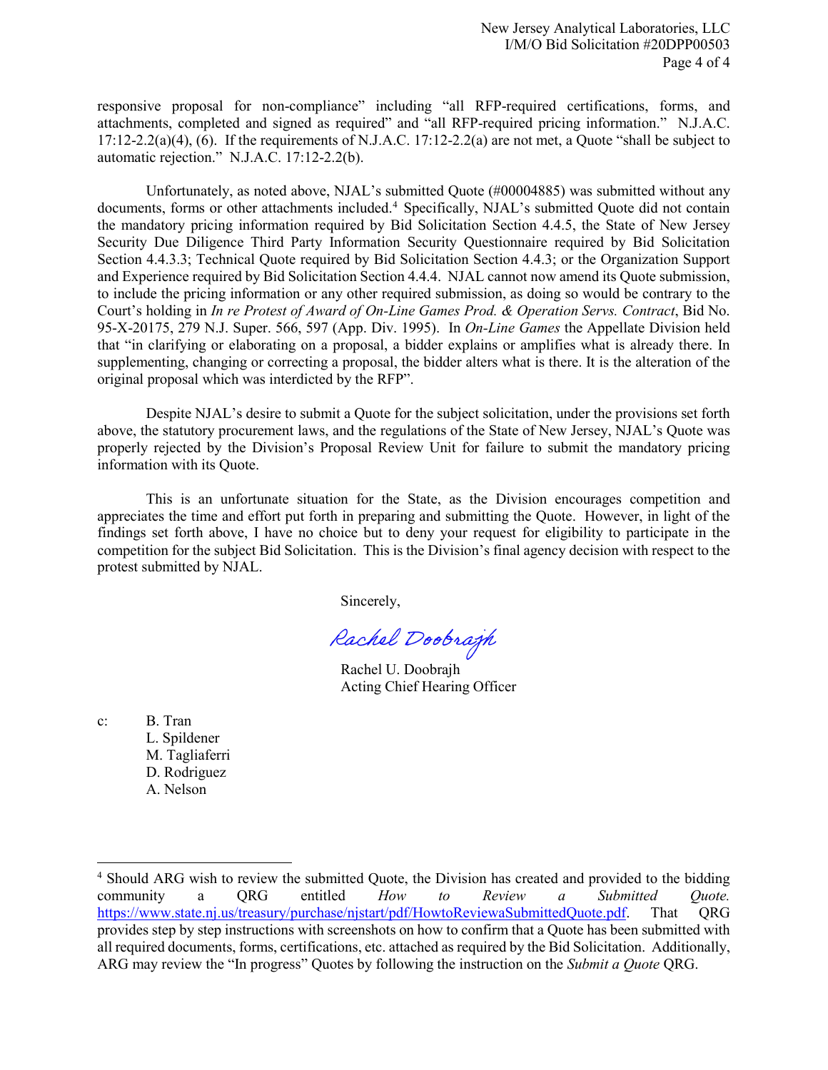responsive proposal for non-compliance" including "all RFP-required certifications, forms, and attachments, completed and signed as required" and "all RFP-required pricing information." N.J.A.C. 17:12-2.2(a)(4), (6). If the requirements of N.J.A.C. 17:12-2.2(a) are not met, a Quote "shall be subject to automatic rejection." N.J.A.C. 17:12-2.2(b).

Unfortunately, as noted above, NJAL's submitted Quote (#00004885) was submitted without any documents, forms or other attachments included.[4] Specifically, NJAL's submitted Quote did not contain the mandatory pricing information required by Bid Solicitation Section 4.4.5, the State of New Jersey Security Due Diligence Third Party Information Security Questionnaire required by Bid Solicitation Section 4.4.3.3; Technical Quote required by Bid Solicitation Section 4.4.3; or the Organization Support and Experience required by Bid Solicitation Section 4.4.4. NJAL cannot now amend its Quote submission, to include the pricing information or any other required submission, as doing so would be contrary to the Court's holding in *In re Protest of Award of On-Line Games Prod. & Operation Servs. Contract*, Bid No. 95-X-20175, 279 N.J. Super. 566, 597 (App. Div. 1995). In *On-Line Games* the Appellate Division held that "in clarifying or elaborating on a proposal, a bidder explains or amplifies what is already there. In supplementing, changing or correcting a proposal, the bidder alters what is there. It is the alteration of the original proposal which was interdicted by the RFP".

Despite NJAL's desire to submit a Quote for the subject solicitation, under the provisions set forth above, the statutory procurement laws, and the regulations of the State of New Jersey, NJAL's Quote was properly rejected by the Division's Proposal Review Unit for failure to submit the mandatory pricing information with its Quote.

This is an unfortunate situation for the State, as the Division encourages competition and appreciates the time and effort put forth in preparing and submitting the Quote. However, in light of the findings set forth above, I have no choice but to deny your request for eligibility to participate in the competition for the subject Bid Solicitation. This is the Division's final agency decision with respect to the protest submitted by NJAL.

Sincerely,

*Rachel Doobrajh*

Rachel U. Doobrajh
Acting Chief Hearing Officer

c: B. Tran
L. Spildener
M. Tagliaferri
D. Rodriguez
A. Nelson

---

[4] Should ARG wish to review the submitted Quote, the Division has created and provided to the bidding community a QRG entitled *How to Review a Submitted Quote.* https://www.state.nj.us/treasury/purchase/njstart/pdf/HowtoReviewaSubmittedQuote.pdf. That QRG provides step by step instructions with screenshots on how to confirm that a Quote has been submitted with all required documents, forms, certifications, etc. attached as required by the Bid Solicitation. Additionally, ARG may review the "In progress" Quotes by following the instruction on the *Submit a Quote* QRG.